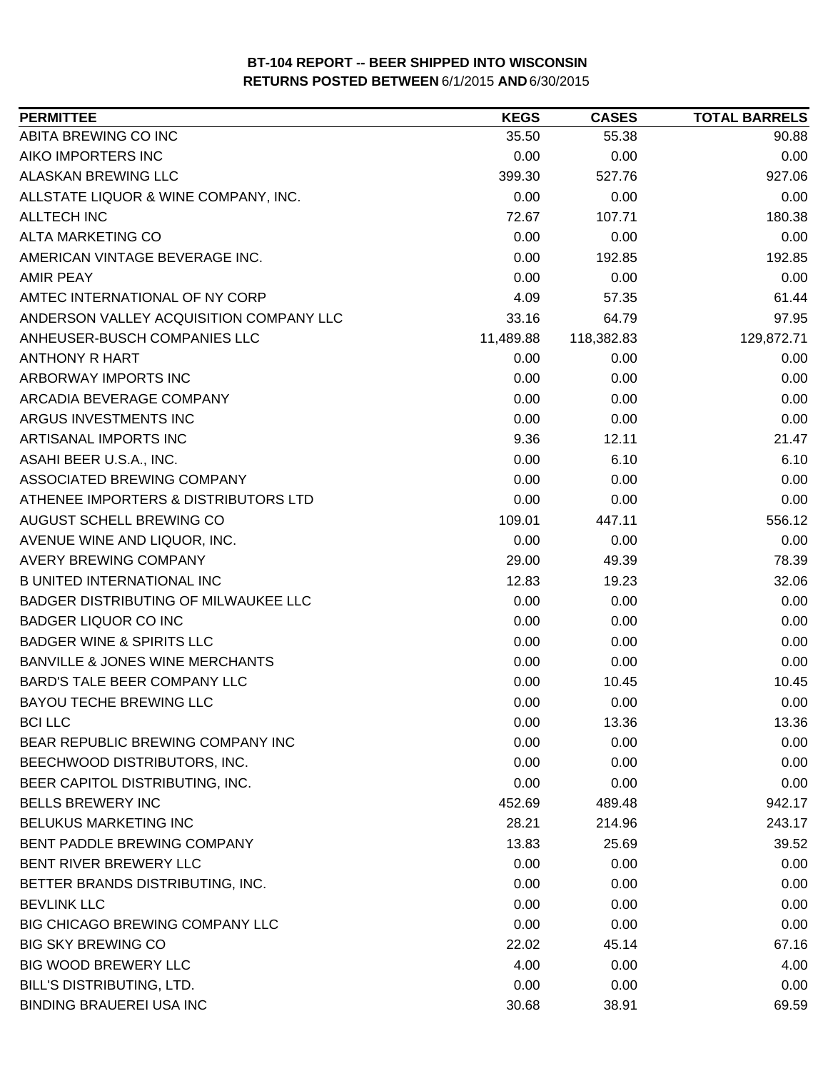**BT-104 REPORT -- BEER SHIPPED INTO WISCONSIN**
**RETURNS POSTED BETWEEN 6/1/2015 AND 6/30/2015**

| PERMITTEE | KEGS | CASES | TOTAL BARRELS |
|---|---|---|---|
| ABITA BREWING CO INC | 35.50 | 55.38 | 90.88 |
| AIKO IMPORTERS INC | 0.00 | 0.00 | 0.00 |
| ALASKAN BREWING LLC | 399.30 | 527.76 | 927.06 |
| ALLSTATE LIQUOR & WINE COMPANY, INC. | 0.00 | 0.00 | 0.00 |
| ALLTECH INC | 72.67 | 107.71 | 180.38 |
| ALTA MARKETING CO | 0.00 | 0.00 | 0.00 |
| AMERICAN VINTAGE BEVERAGE INC. | 0.00 | 192.85 | 192.85 |
| AMIR PEAY | 0.00 | 0.00 | 0.00 |
| AMTEC INTERNATIONAL OF NY CORP | 4.09 | 57.35 | 61.44 |
| ANDERSON VALLEY ACQUISITION COMPANY LLC | 33.16 | 64.79 | 97.95 |
| ANHEUSER-BUSCH COMPANIES LLC | 11,489.88 | 118,382.83 | 129,872.71 |
| ANTHONY R HART | 0.00 | 0.00 | 0.00 |
| ARBORWAY IMPORTS INC | 0.00 | 0.00 | 0.00 |
| ARCADIA BEVERAGE COMPANY | 0.00 | 0.00 | 0.00 |
| ARGUS INVESTMENTS INC | 0.00 | 0.00 | 0.00 |
| ARTISANAL IMPORTS INC | 9.36 | 12.11 | 21.47 |
| ASAHI BEER U.S.A., INC. | 0.00 | 6.10 | 6.10 |
| ASSOCIATED BREWING COMPANY | 0.00 | 0.00 | 0.00 |
| ATHENEE IMPORTERS & DISTRIBUTORS LTD | 0.00 | 0.00 | 0.00 |
| AUGUST SCHELL BREWING CO | 109.01 | 447.11 | 556.12 |
| AVENUE WINE AND LIQUOR, INC. | 0.00 | 0.00 | 0.00 |
| AVERY BREWING COMPANY | 29.00 | 49.39 | 78.39 |
| B UNITED INTERNATIONAL INC | 12.83 | 19.23 | 32.06 |
| BADGER DISTRIBUTING OF MILWAUKEE LLC | 0.00 | 0.00 | 0.00 |
| BADGER LIQUOR CO INC | 0.00 | 0.00 | 0.00 |
| BADGER WINE & SPIRITS LLC | 0.00 | 0.00 | 0.00 |
| BANVILLE & JONES WINE MERCHANTS | 0.00 | 0.00 | 0.00 |
| BARD'S TALE BEER COMPANY LLC | 0.00 | 10.45 | 10.45 |
| BAYOU TECHE BREWING LLC | 0.00 | 0.00 | 0.00 |
| BCI LLC | 0.00 | 13.36 | 13.36 |
| BEAR REPUBLIC BREWING COMPANY INC | 0.00 | 0.00 | 0.00 |
| BEECHWOOD DISTRIBUTORS, INC. | 0.00 | 0.00 | 0.00 |
| BEER CAPITOL DISTRIBUTING, INC. | 0.00 | 0.00 | 0.00 |
| BELLS BREWERY INC | 452.69 | 489.48 | 942.17 |
| BELUKUS MARKETING INC | 28.21 | 214.96 | 243.17 |
| BENT PADDLE BREWING COMPANY | 13.83 | 25.69 | 39.52 |
| BENT RIVER BREWERY LLC | 0.00 | 0.00 | 0.00 |
| BETTER BRANDS DISTRIBUTING, INC. | 0.00 | 0.00 | 0.00 |
| BEVLINK LLC | 0.00 | 0.00 | 0.00 |
| BIG CHICAGO BREWING COMPANY LLC | 0.00 | 0.00 | 0.00 |
| BIG SKY BREWING CO | 22.02 | 45.14 | 67.16 |
| BIG WOOD BREWERY LLC | 4.00 | 0.00 | 4.00 |
| BILL'S DISTRIBUTING, LTD. | 0.00 | 0.00 | 0.00 |
| BINDING BRAUEREI USA INC | 30.68 | 38.91 | 69.59 |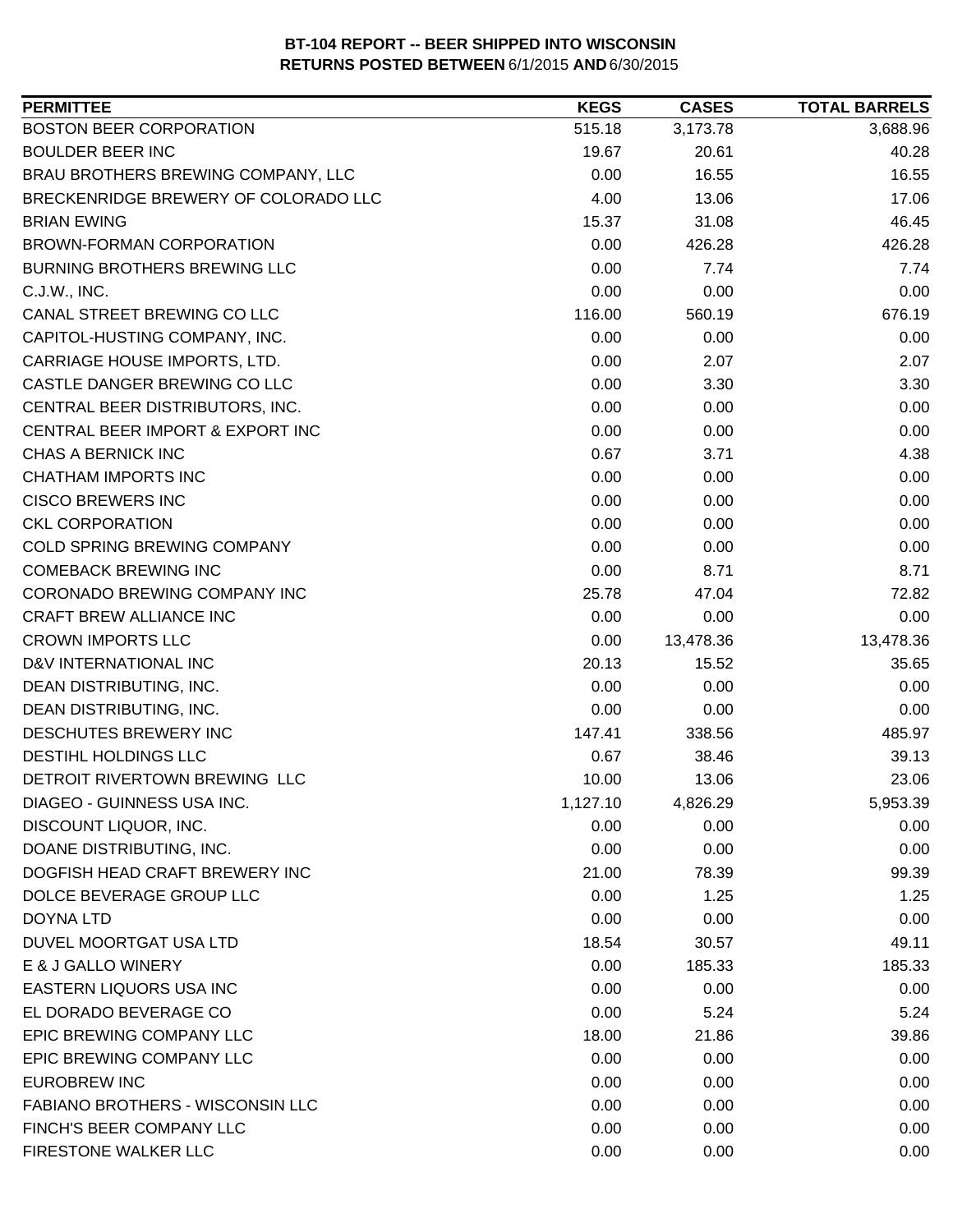**BT-104 REPORT -- BEER SHIPPED INTO WISCONSIN**
**RETURNS POSTED BETWEEN 6/1/2015 AND 6/30/2015**

| PERMITTEE | KEGS | CASES | TOTAL BARRELS |
|---|---|---|---|
| BOSTON BEER CORPORATION | 515.18 | 3,173.78 | 3,688.96 |
| BOULDER BEER INC | 19.67 | 20.61 | 40.28 |
| BRAU BROTHERS BREWING COMPANY, LLC | 0.00 | 16.55 | 16.55 |
| BRECKENRIDGE BREWERY OF COLORADO LLC | 4.00 | 13.06 | 17.06 |
| BRIAN EWING | 15.37 | 31.08 | 46.45 |
| BROWN-FORMAN CORPORATION | 0.00 | 426.28 | 426.28 |
| BURNING BROTHERS BREWING LLC | 0.00 | 7.74 | 7.74 |
| C.J.W., INC. | 0.00 | 0.00 | 0.00 |
| CANAL STREET BREWING CO LLC | 116.00 | 560.19 | 676.19 |
| CAPITOL-HUSTING COMPANY, INC. | 0.00 | 0.00 | 0.00 |
| CARRIAGE HOUSE IMPORTS, LTD. | 0.00 | 2.07 | 2.07 |
| CASTLE DANGER BREWING CO LLC | 0.00 | 3.30 | 3.30 |
| CENTRAL BEER DISTRIBUTORS, INC. | 0.00 | 0.00 | 0.00 |
| CENTRAL BEER IMPORT & EXPORT INC | 0.00 | 0.00 | 0.00 |
| CHAS A BERNICK INC | 0.67 | 3.71 | 4.38 |
| CHATHAM IMPORTS INC | 0.00 | 0.00 | 0.00 |
| CISCO BREWERS INC | 0.00 | 0.00 | 0.00 |
| CKL CORPORATION | 0.00 | 0.00 | 0.00 |
| COLD SPRING BREWING COMPANY | 0.00 | 0.00 | 0.00 |
| COMEBACK BREWING INC | 0.00 | 8.71 | 8.71 |
| CORONADO BREWING COMPANY INC | 25.78 | 47.04 | 72.82 |
| CRAFT BREW ALLIANCE INC | 0.00 | 0.00 | 0.00 |
| CROWN IMPORTS LLC | 0.00 | 13,478.36 | 13,478.36 |
| D&V INTERNATIONAL INC | 20.13 | 15.52 | 35.65 |
| DEAN DISTRIBUTING, INC. | 0.00 | 0.00 | 0.00 |
| DEAN DISTRIBUTING, INC. | 0.00 | 0.00 | 0.00 |
| DESCHUTES BREWERY INC | 147.41 | 338.56 | 485.97 |
| DESTIHL HOLDINGS LLC | 0.67 | 38.46 | 39.13 |
| DETROIT RIVERTOWN BREWING LLC | 10.00 | 13.06 | 23.06 |
| DIAGEO - GUINNESS USA INC. | 1,127.10 | 4,826.29 | 5,953.39 |
| DISCOUNT LIQUOR, INC. | 0.00 | 0.00 | 0.00 |
| DOANE DISTRIBUTING, INC. | 0.00 | 0.00 | 0.00 |
| DOGFISH HEAD CRAFT BREWERY INC | 21.00 | 78.39 | 99.39 |
| DOLCE BEVERAGE GROUP LLC | 0.00 | 1.25 | 1.25 |
| DOYNA LTD | 0.00 | 0.00 | 0.00 |
| DUVEL MOORTGAT USA LTD | 18.54 | 30.57 | 49.11 |
| E & J GALLO WINERY | 0.00 | 185.33 | 185.33 |
| EASTERN LIQUORS USA INC | 0.00 | 0.00 | 0.00 |
| EL DORADO BEVERAGE CO | 0.00 | 5.24 | 5.24 |
| EPIC BREWING COMPANY LLC | 18.00 | 21.86 | 39.86 |
| EPIC BREWING COMPANY LLC | 0.00 | 0.00 | 0.00 |
| EUROBREW INC | 0.00 | 0.00 | 0.00 |
| FABIANO BROTHERS - WISCONSIN LLC | 0.00 | 0.00 | 0.00 |
| FINCH'S BEER COMPANY LLC | 0.00 | 0.00 | 0.00 |
| FIRESTONE WALKER LLC | 0.00 | 0.00 | 0.00 |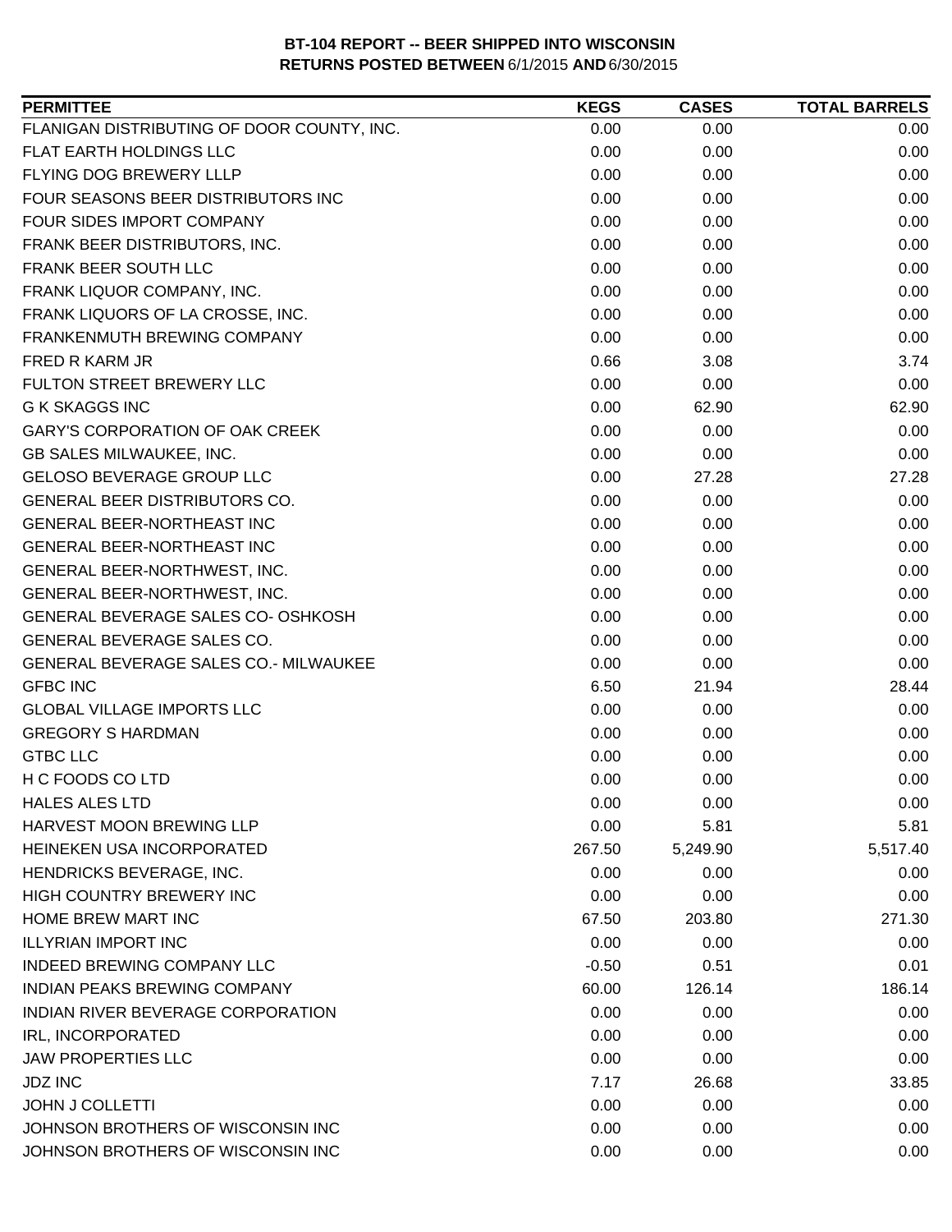**BT-104 REPORT -- BEER SHIPPED INTO WISCONSIN**
**RETURNS POSTED BETWEEN** 6/1/2015 **AND** 6/30/2015

| PERMITTEE | KEGS | CASES | TOTAL BARRELS |
|---|---|---|---|
| FLANIGAN DISTRIBUTING OF DOOR COUNTY, INC. | 0.00 | 0.00 | 0.00 |
| FLAT EARTH HOLDINGS LLC | 0.00 | 0.00 | 0.00 |
| FLYING DOG BREWERY LLLP | 0.00 | 0.00 | 0.00 |
| FOUR SEASONS BEER DISTRIBUTORS INC | 0.00 | 0.00 | 0.00 |
| FOUR SIDES IMPORT COMPANY | 0.00 | 0.00 | 0.00 |
| FRANK BEER DISTRIBUTORS, INC. | 0.00 | 0.00 | 0.00 |
| FRANK BEER SOUTH LLC | 0.00 | 0.00 | 0.00 |
| FRANK LIQUOR COMPANY, INC. | 0.00 | 0.00 | 0.00 |
| FRANK LIQUORS OF LA CROSSE, INC. | 0.00 | 0.00 | 0.00 |
| FRANKENMUTH BREWING COMPANY | 0.00 | 0.00 | 0.00 |
| FRED R KARM JR | 0.66 | 3.08 | 3.74 |
| FULTON STREET BREWERY LLC | 0.00 | 0.00 | 0.00 |
| G K SKAGGS INC | 0.00 | 62.90 | 62.90 |
| GARY'S CORPORATION OF OAK CREEK | 0.00 | 0.00 | 0.00 |
| GB SALES MILWAUKEE, INC. | 0.00 | 0.00 | 0.00 |
| GELOSO BEVERAGE GROUP LLC | 0.00 | 27.28 | 27.28 |
| GENERAL BEER DISTRIBUTORS CO. | 0.00 | 0.00 | 0.00 |
| GENERAL BEER-NORTHEAST INC | 0.00 | 0.00 | 0.00 |
| GENERAL BEER-NORTHEAST INC | 0.00 | 0.00 | 0.00 |
| GENERAL BEER-NORTHWEST, INC. | 0.00 | 0.00 | 0.00 |
| GENERAL BEER-NORTHWEST, INC. | 0.00 | 0.00 | 0.00 |
| GENERAL BEVERAGE SALES CO- OSHKOSH | 0.00 | 0.00 | 0.00 |
| GENERAL BEVERAGE SALES CO. | 0.00 | 0.00 | 0.00 |
| GENERAL BEVERAGE SALES CO.- MILWAUKEE | 0.00 | 0.00 | 0.00 |
| GFBC INC | 6.50 | 21.94 | 28.44 |
| GLOBAL VILLAGE IMPORTS LLC | 0.00 | 0.00 | 0.00 |
| GREGORY S HARDMAN | 0.00 | 0.00 | 0.00 |
| GTBC LLC | 0.00 | 0.00 | 0.00 |
| H C FOODS CO LTD | 0.00 | 0.00 | 0.00 |
| HALES ALES LTD | 0.00 | 0.00 | 0.00 |
| HARVEST MOON BREWING LLP | 0.00 | 5.81 | 5.81 |
| HEINEKEN USA INCORPORATED | 267.50 | 5,249.90 | 5,517.40 |
| HENDRICKS BEVERAGE, INC. | 0.00 | 0.00 | 0.00 |
| HIGH COUNTRY BREWERY INC | 0.00 | 0.00 | 0.00 |
| HOME BREW MART INC | 67.50 | 203.80 | 271.30 |
| ILLYRIAN IMPORT INC | 0.00 | 0.00 | 0.00 |
| INDEED BREWING COMPANY LLC | -0.50 | 0.51 | 0.01 |
| INDIAN PEAKS BREWING COMPANY | 60.00 | 126.14 | 186.14 |
| INDIAN RIVER BEVERAGE CORPORATION | 0.00 | 0.00 | 0.00 |
| IRL, INCORPORATED | 0.00 | 0.00 | 0.00 |
| JAW PROPERTIES LLC | 0.00 | 0.00 | 0.00 |
| JDZ INC | 7.17 | 26.68 | 33.85 |
| JOHN J COLLETTI | 0.00 | 0.00 | 0.00 |
| JOHNSON BROTHERS OF WISCONSIN INC | 0.00 | 0.00 | 0.00 |
| JOHNSON BROTHERS OF WISCONSIN INC | 0.00 | 0.00 | 0.00 |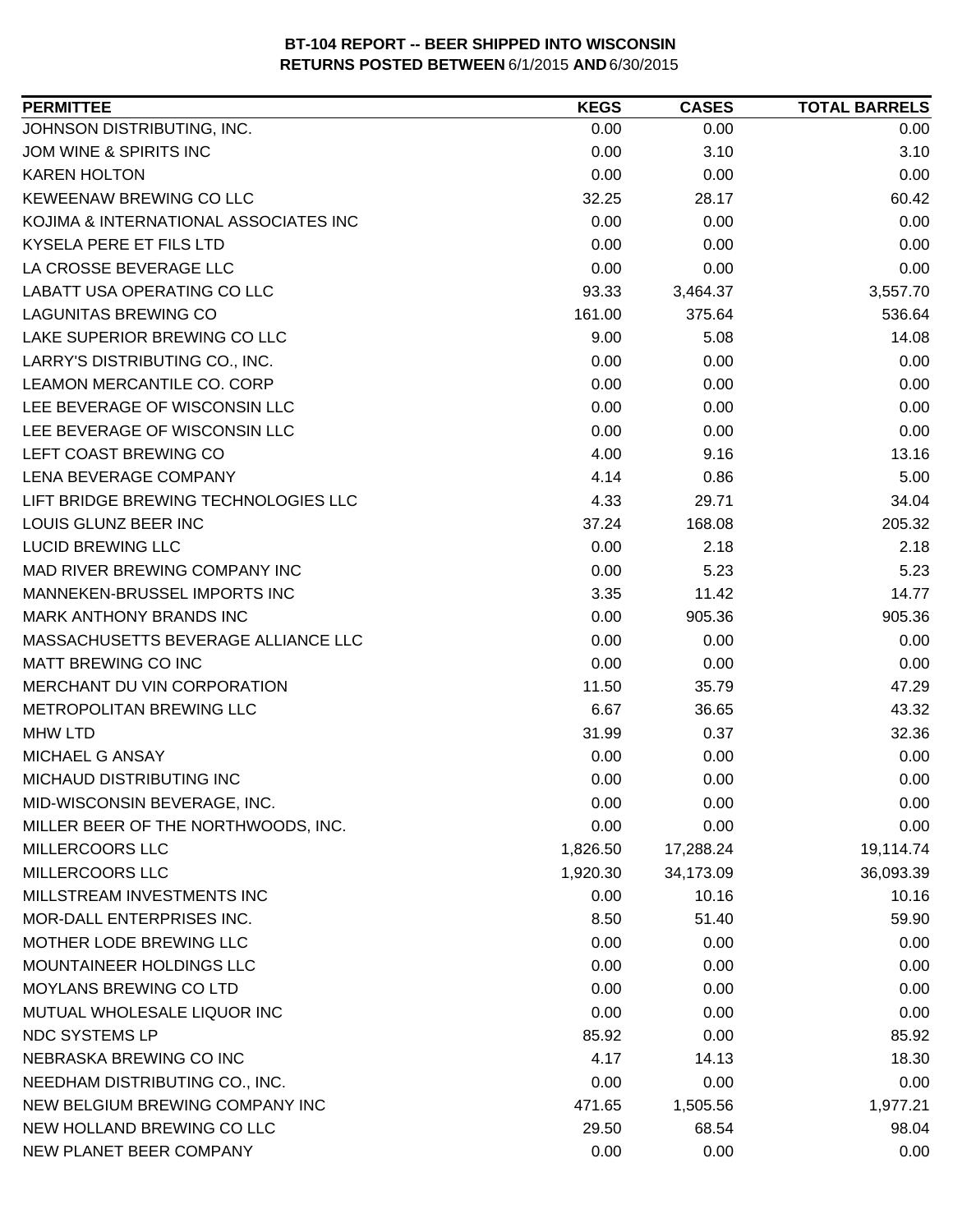**BT-104 REPORT -- BEER SHIPPED INTO WISCONSIN**
**RETURNS POSTED BETWEEN** 6/1/2015 **AND** 6/30/2015

| PERMITTEE | KEGS | CASES | TOTAL BARRELS |
|---|---|---|---|
| JOHNSON DISTRIBUTING, INC. | 0.00 | 0.00 | 0.00 |
| JOM WINE & SPIRITS INC | 0.00 | 3.10 | 3.10 |
| KAREN HOLTON | 0.00 | 0.00 | 0.00 |
| KEWEENAW BREWING CO LLC | 32.25 | 28.17 | 60.42 |
| KOJIMA & INTERNATIONAL ASSOCIATES INC | 0.00 | 0.00 | 0.00 |
| KYSELA PERE ET FILS LTD | 0.00 | 0.00 | 0.00 |
| LA CROSSE BEVERAGE LLC | 0.00 | 0.00 | 0.00 |
| LABATT USA OPERATING CO LLC | 93.33 | 3,464.37 | 3,557.70 |
| LAGUNITAS BREWING CO | 161.00 | 375.64 | 536.64 |
| LAKE SUPERIOR BREWING CO LLC | 9.00 | 5.08 | 14.08 |
| LARRY'S DISTRIBUTING CO., INC. | 0.00 | 0.00 | 0.00 |
| LEAMON MERCANTILE CO. CORP | 0.00 | 0.00 | 0.00 |
| LEE BEVERAGE OF WISCONSIN LLC | 0.00 | 0.00 | 0.00 |
| LEE BEVERAGE OF WISCONSIN LLC | 0.00 | 0.00 | 0.00 |
| LEFT COAST BREWING CO | 4.00 | 9.16 | 13.16 |
| LENA BEVERAGE COMPANY | 4.14 | 0.86 | 5.00 |
| LIFT BRIDGE BREWING TECHNOLOGIES LLC | 4.33 | 29.71 | 34.04 |
| LOUIS GLUNZ BEER INC | 37.24 | 168.08 | 205.32 |
| LUCID BREWING LLC | 0.00 | 2.18 | 2.18 |
| MAD RIVER BREWING COMPANY INC | 0.00 | 5.23 | 5.23 |
| MANNEKEN-BRUSSEL IMPORTS INC | 3.35 | 11.42 | 14.77 |
| MARK ANTHONY BRANDS INC | 0.00 | 905.36 | 905.36 |
| MASSACHUSETTS BEVERAGE ALLIANCE LLC | 0.00 | 0.00 | 0.00 |
| MATT BREWING CO INC | 0.00 | 0.00 | 0.00 |
| MERCHANT DU VIN CORPORATION | 11.50 | 35.79 | 47.29 |
| METROPOLITAN BREWING LLC | 6.67 | 36.65 | 43.32 |
| MHW LTD | 31.99 | 0.37 | 32.36 |
| MICHAEL G ANSAY | 0.00 | 0.00 | 0.00 |
| MICHAUD DISTRIBUTING INC | 0.00 | 0.00 | 0.00 |
| MID-WISCONSIN BEVERAGE, INC. | 0.00 | 0.00 | 0.00 |
| MILLER BEER OF THE NORTHWOODS, INC. | 0.00 | 0.00 | 0.00 |
| MILLERCOORS LLC | 1,826.50 | 17,288.24 | 19,114.74 |
| MILLERCOORS LLC | 1,920.30 | 34,173.09 | 36,093.39 |
| MILLSTREAM INVESTMENTS INC | 0.00 | 10.16 | 10.16 |
| MOR-DALL ENTERPRISES INC. | 8.50 | 51.40 | 59.90 |
| MOTHER LODE BREWING LLC | 0.00 | 0.00 | 0.00 |
| MOUNTAINEER HOLDINGS LLC | 0.00 | 0.00 | 0.00 |
| MOYLANS BREWING CO LTD | 0.00 | 0.00 | 0.00 |
| MUTUAL WHOLESALE LIQUOR INC | 0.00 | 0.00 | 0.00 |
| NDC SYSTEMS LP | 85.92 | 0.00 | 85.92 |
| NEBRASKA BREWING CO INC | 4.17 | 14.13 | 18.30 |
| NEEDHAM DISTRIBUTING CO., INC. | 0.00 | 0.00 | 0.00 |
| NEW BELGIUM BREWING COMPANY INC | 471.65 | 1,505.56 | 1,977.21 |
| NEW HOLLAND BREWING CO LLC | 29.50 | 68.54 | 98.04 |
| NEW PLANET BEER COMPANY | 0.00 | 0.00 | 0.00 |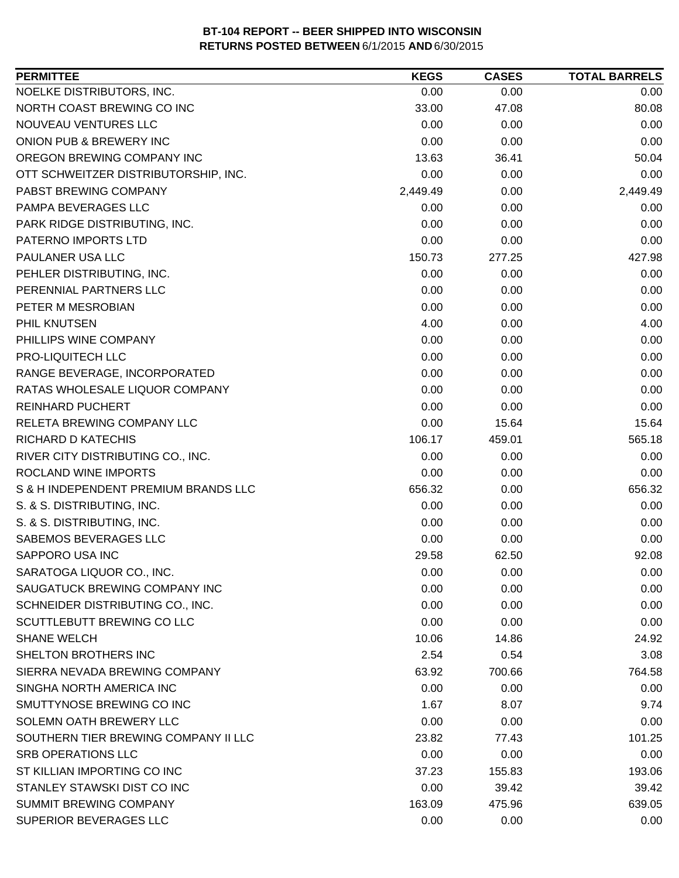**BT-104 REPORT -- BEER SHIPPED INTO WISCONSIN**
**RETURNS POSTED BETWEEN** 6/1/2015 **AND** 6/30/2015

| PERMITTEE | KEGS | CASES | TOTAL BARRELS |
|---|---|---|---|
| NOELKE DISTRIBUTORS, INC. | 0.00 | 0.00 | 0.00 |
| NORTH COAST BREWING CO INC | 33.00 | 47.08 | 80.08 |
| NOUVEAU VENTURES LLC | 0.00 | 0.00 | 0.00 |
| ONION PUB & BREWERY INC | 0.00 | 0.00 | 0.00 |
| OREGON BREWING COMPANY INC | 13.63 | 36.41 | 50.04 |
| OTT SCHWEITZER DISTRIBUTORSHIP, INC. | 0.00 | 0.00 | 0.00 |
| PABST BREWING COMPANY | 2,449.49 | 0.00 | 2,449.49 |
| PAMPA BEVERAGES LLC | 0.00 | 0.00 | 0.00 |
| PARK RIDGE DISTRIBUTING, INC. | 0.00 | 0.00 | 0.00 |
| PATERNO IMPORTS LTD | 0.00 | 0.00 | 0.00 |
| PAULANER USA LLC | 150.73 | 277.25 | 427.98 |
| PEHLER DISTRIBUTING, INC. | 0.00 | 0.00 | 0.00 |
| PERENNIAL PARTNERS LLC | 0.00 | 0.00 | 0.00 |
| PETER M MESROBIAN | 0.00 | 0.00 | 0.00 |
| PHIL KNUTSEN | 4.00 | 0.00 | 4.00 |
| PHILLIPS WINE COMPANY | 0.00 | 0.00 | 0.00 |
| PRO-LIQUITECH LLC | 0.00 | 0.00 | 0.00 |
| RANGE BEVERAGE, INCORPORATED | 0.00 | 0.00 | 0.00 |
| RATAS WHOLESALE LIQUOR COMPANY | 0.00 | 0.00 | 0.00 |
| REINHARD PUCHERT | 0.00 | 0.00 | 0.00 |
| RELETA BREWING COMPANY LLC | 0.00 | 15.64 | 15.64 |
| RICHARD D KATECHIS | 106.17 | 459.01 | 565.18 |
| RIVER CITY DISTRIBUTING CO., INC. | 0.00 | 0.00 | 0.00 |
| ROCLAND WINE IMPORTS | 0.00 | 0.00 | 0.00 |
| S & H INDEPENDENT PREMIUM BRANDS LLC | 656.32 | 0.00 | 656.32 |
| S. & S. DISTRIBUTING, INC. | 0.00 | 0.00 | 0.00 |
| S. & S. DISTRIBUTING, INC. | 0.00 | 0.00 | 0.00 |
| SABEMOS BEVERAGES LLC | 0.00 | 0.00 | 0.00 |
| SAPPORO USA INC | 29.58 | 62.50 | 92.08 |
| SARATOGA LIQUOR CO., INC. | 0.00 | 0.00 | 0.00 |
| SAUGATUCK BREWING COMPANY INC | 0.00 | 0.00 | 0.00 |
| SCHNEIDER DISTRIBUTING CO., INC. | 0.00 | 0.00 | 0.00 |
| SCUTTLEBUTT BREWING CO LLC | 0.00 | 0.00 | 0.00 |
| SHANE WELCH | 10.06 | 14.86 | 24.92 |
| SHELTON BROTHERS INC | 2.54 | 0.54 | 3.08 |
| SIERRA NEVADA BREWING COMPANY | 63.92 | 700.66 | 764.58 |
| SINGHA NORTH AMERICA INC | 0.00 | 0.00 | 0.00 |
| SMUTTYNOSE BREWING CO INC | 1.67 | 8.07 | 9.74 |
| SOLEMN OATH BREWERY LLC | 0.00 | 0.00 | 0.00 |
| SOUTHERN TIER BREWING COMPANY II LLC | 23.82 | 77.43 | 101.25 |
| SRB OPERATIONS LLC | 0.00 | 0.00 | 0.00 |
| ST KILLIAN IMPORTING CO INC | 37.23 | 155.83 | 193.06 |
| STANLEY STAWSKI DIST CO INC | 0.00 | 39.42 | 39.42 |
| SUMMIT BREWING COMPANY | 163.09 | 475.96 | 639.05 |
| SUPERIOR BEVERAGES LLC | 0.00 | 0.00 | 0.00 |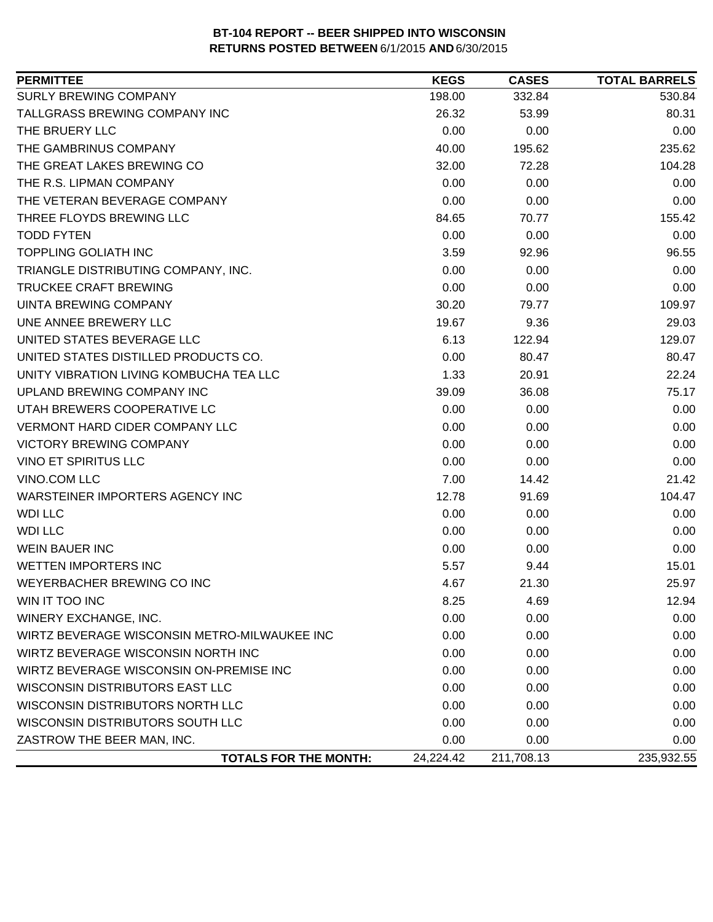**BT-104 REPORT -- BEER SHIPPED INTO WISCONSIN**
**RETURNS POSTED BETWEEN** 6/1/2015 **AND** 6/30/2015

| PERMITTEE | KEGS | CASES | TOTAL BARRELS |
|---|---|---|---|
| SURLY BREWING COMPANY | 198.00 | 332.84 | 530.84 |
| TALLGRASS BREWING COMPANY INC | 26.32 | 53.99 | 80.31 |
| THE BRUERY LLC | 0.00 | 0.00 | 0.00 |
| THE GAMBRINUS COMPANY | 40.00 | 195.62 | 235.62 |
| THE GREAT LAKES BREWING CO | 32.00 | 72.28 | 104.28 |
| THE R.S. LIPMAN COMPANY | 0.00 | 0.00 | 0.00 |
| THE VETERAN BEVERAGE COMPANY | 0.00 | 0.00 | 0.00 |
| THREE FLOYDS BREWING LLC | 84.65 | 70.77 | 155.42 |
| TODD FYTEN | 0.00 | 0.00 | 0.00 |
| TOPPLING GOLIATH INC | 3.59 | 92.96 | 96.55 |
| TRIANGLE DISTRIBUTING COMPANY, INC. | 0.00 | 0.00 | 0.00 |
| TRUCKEE CRAFT BREWING | 0.00 | 0.00 | 0.00 |
| UINTA BREWING COMPANY | 30.20 | 79.77 | 109.97 |
| UNE ANNEE BREWERY LLC | 19.67 | 9.36 | 29.03 |
| UNITED STATES BEVERAGE LLC | 6.13 | 122.94 | 129.07 |
| UNITED STATES DISTILLED PRODUCTS CO. | 0.00 | 80.47 | 80.47 |
| UNITY VIBRATION LIVING KOMBUCHA TEA LLC | 1.33 | 20.91 | 22.24 |
| UPLAND BREWING COMPANY INC | 39.09 | 36.08 | 75.17 |
| UTAH BREWERS COOPERATIVE LC | 0.00 | 0.00 | 0.00 |
| VERMONT HARD CIDER COMPANY LLC | 0.00 | 0.00 | 0.00 |
| VICTORY BREWING COMPANY | 0.00 | 0.00 | 0.00 |
| VINO ET SPIRITUS LLC | 0.00 | 0.00 | 0.00 |
| VINO.COM LLC | 7.00 | 14.42 | 21.42 |
| WARSTEINER IMPORTERS AGENCY INC | 12.78 | 91.69 | 104.47 |
| WDI LLC | 0.00 | 0.00 | 0.00 |
| WDI LLC | 0.00 | 0.00 | 0.00 |
| WEIN BAUER INC | 0.00 | 0.00 | 0.00 |
| WETTEN IMPORTERS INC | 5.57 | 9.44 | 15.01 |
| WEYERBACHER BREWING CO INC | 4.67 | 21.30 | 25.97 |
| WIN IT TOO INC | 8.25 | 4.69 | 12.94 |
| WINERY EXCHANGE, INC. | 0.00 | 0.00 | 0.00 |
| WIRTZ BEVERAGE WISCONSIN METRO-MILWAUKEE INC | 0.00 | 0.00 | 0.00 |
| WIRTZ BEVERAGE WISCONSIN NORTH INC | 0.00 | 0.00 | 0.00 |
| WIRTZ BEVERAGE WISCONSIN ON-PREMISE INC | 0.00 | 0.00 | 0.00 |
| WISCONSIN DISTRIBUTORS EAST LLC | 0.00 | 0.00 | 0.00 |
| WISCONSIN DISTRIBUTORS NORTH LLC | 0.00 | 0.00 | 0.00 |
| WISCONSIN DISTRIBUTORS SOUTH LLC | 0.00 | 0.00 | 0.00 |
| ZASTROW THE BEER MAN, INC. | 0.00 | 0.00 | 0.00 |
| **TOTALS FOR THE MONTH:** | 24,224.42 | 211,708.13 | 235,932.55 |